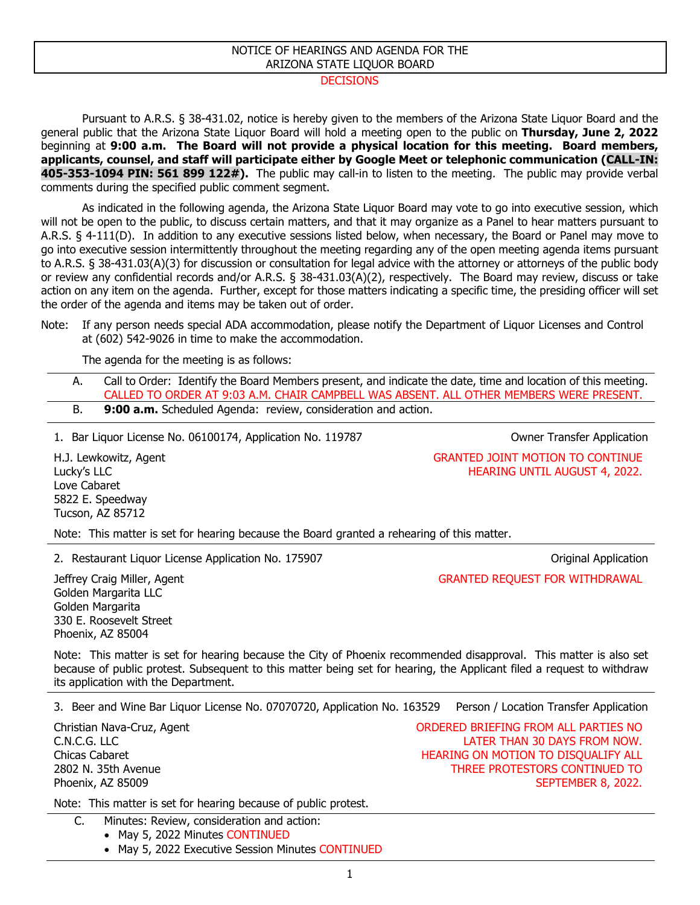# NOTICE OF HEARINGS AND AGENDA FOR THE ARIZONA STATE LIQUOR BOARD

DECISIONS

Pursuant to A.R.S. § 38-431.02, notice is hereby given to the members of the Arizona State Liquor Board and the general public that the Arizona State Liquor Board will hold a meeting open to the public on **Thursday, June 2, 2022** beginning at **9:00 a.m. The Board will not provide a physical location for this meeting. Board members, applicants, counsel, and staff will participate either by Google Meet or telephonic communication (CALL-IN: 405-353-1094 PIN: 561 899 122#).** The public may call-in to listen to the meeting. The public may provide verbal comments during the specified public comment segment.

As indicated in the following agenda, the Arizona State Liquor Board may vote to go into executive session, which will not be open to the public, to discuss certain matters, and that it may organize as a Panel to hear matters pursuant to A.R.S. § 4-111(D). In addition to any executive sessions listed below, when necessary, the Board or Panel may move to go into executive session intermittently throughout the meeting regarding any of the open meeting agenda items pursuant to A.R.S. § 38-431.03(A)(3) for discussion or consultation for legal advice with the attorney or attorneys of the public body or review any confidential records and/or A.R.S. § 38-431.03(A)(2), respectively. The Board may review, discuss or take action on any item on the agenda. Further, except for those matters indicating a specific time, the presiding officer will set the order of the agenda and items may be taken out of order.

Note: If any person needs special ADA accommodation, please notify the Department of Liquor Licenses and Control at (602) 542-9026 in time to make the accommodation.

The agenda for the meeting is as follows:

A. Call to Order: Identify the Board Members present, and indicate the date, time and location of this meeting.
CALLED TO ORDER AT 9:03 A.M. CHAIR CAMPBELL WAS ABSENT. ALL OTHER MEMBERS WERE PRESENT.

B. **9:00 a.m.** Scheduled Agenda: review, consideration and action.

1. Bar Liquor License No. 06100174, Application No. 119787 — Owner Transfer Application

H.J. Lewkowitz, Agent
Lucky's LLC
Love Cabaret
5822 E. Speedway
Tucson, AZ 85712

GRANTED JOINT MOTION TO CONTINUE HEARING UNTIL AUGUST 4, 2022.

Note: This matter is set for hearing because the Board granted a rehearing of this matter.

2. Restaurant Liquor License Application No. 175907 — Original Application

Jeffrey Craig Miller, Agent
Golden Margarita LLC
Golden Margarita
330 E. Roosevelt Street
Phoenix, AZ 85004

GRANTED REQUEST FOR WITHDRAWAL

Note: This matter is set for hearing because the City of Phoenix recommended disapproval. This matter is also set because of public protest. Subsequent to this matter being set for hearing, the Applicant filed a request to withdraw its application with the Department.

3. Beer and Wine Bar Liquor License No. 07070720, Application No. 163529 — Person / Location Transfer Application

Christian Nava-Cruz, Agent
C.N.C.G. LLC
Chicas Cabaret
2802 N. 35th Avenue
Phoenix, AZ 85009

ORDERED BRIEFING FROM ALL PARTIES NO LATER THAN 30 DAYS FROM NOW. HEARING ON MOTION TO DISQUALIFY ALL THREE PROTESTORS CONTINUED TO SEPTEMBER 8, 2022.

Note: This matter is set for hearing because of public protest.

C. Minutes: Review, consideration and action:
- May 5, 2022 Minutes CONTINUED
- May 5, 2022 Executive Session Minutes CONTINUED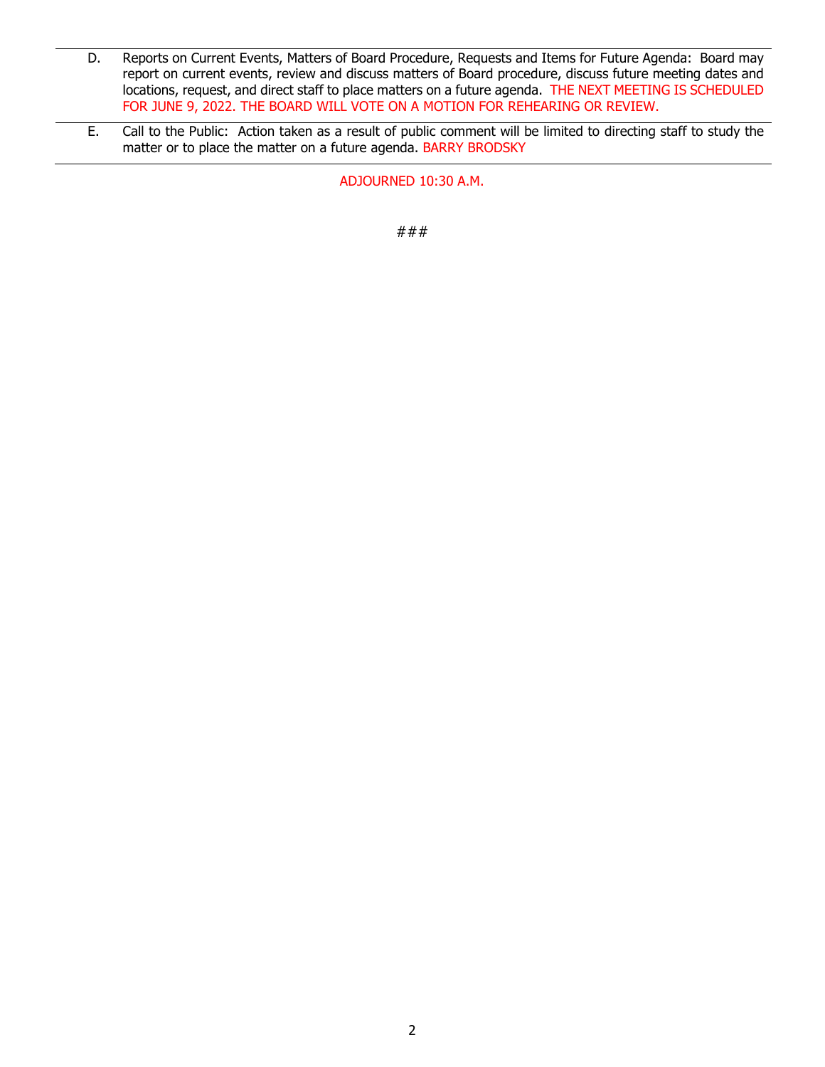D. Reports on Current Events, Matters of Board Procedure, Requests and Items for Future Agenda: Board may report on current events, review and discuss matters of Board procedure, discuss future meeting dates and locations, request, and direct staff to place matters on a future agenda. THE NEXT MEETING IS SCHEDULED FOR JUNE 9, 2022. THE BOARD WILL VOTE ON A MOTION FOR REHEARING OR REVIEW.

E. Call to the Public: Action taken as a result of public comment will be limited to directing staff to study the matter or to place the matter on a future agenda. BARRY BRODSKY

ADJOURNED 10:30 A.M.

###